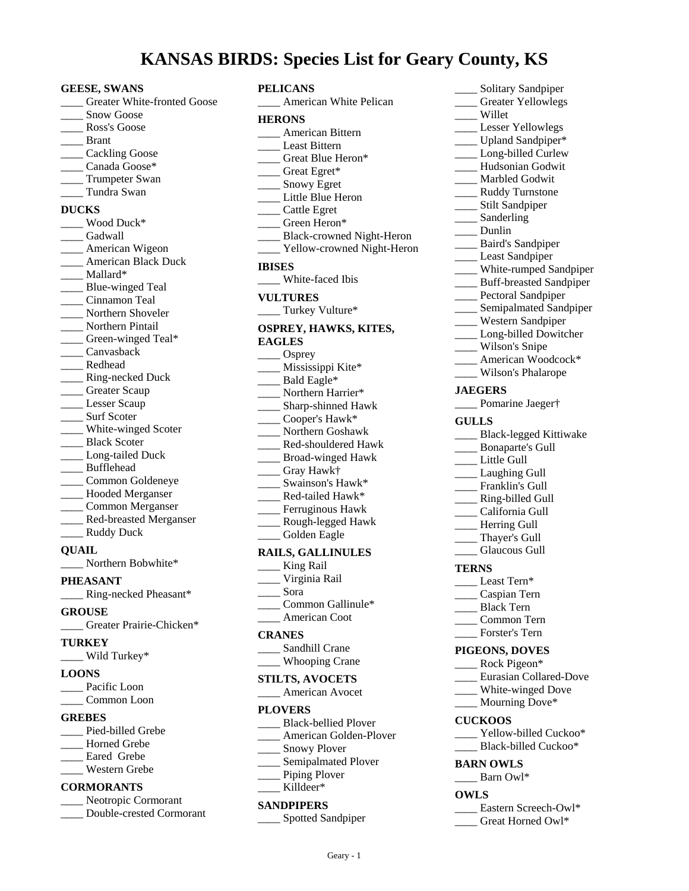# KANSAS BIRDS: Species List for Geary County, KS

**GEESE, SWANS**

____ Greater White-fronted Goose
____ Snow Goose
____ Ross's Goose
____ Brant
____ Cackling Goose
____ Canada Goose*
____ Trumpeter Swan
____ Tundra Swan

**DUCKS**

____ Wood Duck*
____ Gadwall
____ American Wigeon
____ American Black Duck
____ Mallard*
____ Blue-winged Teal
____ Cinnamon Teal
____ Northern Shoveler
____ Northern Pintail
____ Green-winged Teal*
____ Canvasback
____ Redhead
____ Ring-necked Duck
____ Greater Scaup
____ Lesser Scaup
____ Surf Scoter
____ White-winged Scoter
____ Black Scoter
____ Long-tailed Duck
____ Bufflehead
____ Common Goldeneye
____ Hooded Merganser
____ Common Merganser
____ Red-breasted Merganser
____ Ruddy Duck

**QUAIL**

____ Northern Bobwhite*

**PHEASANT**

____ Ring-necked Pheasant*

**GROUSE**

____ Greater Prairie-Chicken*

**TURKEY**

____ Wild Turkey*

**LOONS**

____ Pacific Loon
____ Common Loon

**GREBES**

____ Pied-billed Grebe
____ Horned Grebe
____ Eared Grebe
____ Western Grebe

**CORMORANTS**

____ Neotropic Cormorant
____ Double-crested Cormorant

**PELICANS**

____ American White Pelican

**HERONS**

____ American Bittern
____ Least Bittern
____ Great Blue Heron*
____ Great Egret*
____ Snowy Egret
____ Little Blue Heron
____ Cattle Egret
____ Green Heron*
____ Black-crowned Night-Heron
____ Yellow-crowned Night-Heron

**IBISES**

____ White-faced Ibis

**VULTURES**

____ Turkey Vulture*

**OSPREY, HAWKS, KITES, EAGLES**

____ Osprey
____ Mississippi Kite*
____ Bald Eagle*
____ Northern Harrier*
____ Sharp-shinned Hawk
____ Cooper's Hawk*
____ Northern Goshawk
____ Red-shouldered Hawk
____ Broad-winged Hawk
____ Gray Hawk†
____ Swainson's Hawk*
____ Red-tailed Hawk*
____ Ferruginous Hawk
____ Rough-legged Hawk
____ Golden Eagle

**RAILS, GALLINULES**

____ King Rail
____ Virginia Rail
____ Sora
____ Common Gallinule*
____ American Coot

**CRANES**

____ Sandhill Crane
____ Whooping Crane

**STILTS, AVOCETS**

____ American Avocet

**PLOVERS**

____ Black-bellied Plover
____ American Golden-Plover
____ Snowy Plover
____ Semipalmated Plover
____ Piping Plover
____ Killdeer*

**SANDPIPERS**

____ Spotted Sandpiper
____ Solitary Sandpiper
____ Greater Yellowlegs
____ Willet
____ Lesser Yellowlegs
____ Upland Sandpiper*
____ Long-billed Curlew
____ Hudsonian Godwit
____ Marbled Godwit
____ Ruddy Turnstone
____ Stilt Sandpiper
____ Sanderling
____ Dunlin
____ Baird's Sandpiper
____ Least Sandpiper
____ White-rumped Sandpiper
____ Buff-breasted Sandpiper
____ Pectoral Sandpiper
____ Semipalmated Sandpiper
____ Western Sandpiper
____ Long-billed Dowitcher
____ Wilson's Snipe
____ American Woodcock*
____ Wilson's Phalarope

**JAEGERS**

____ Pomarine Jaeger†

**GULLS**

____ Black-legged Kittiwake
____ Bonaparte's Gull
____ Little Gull
____ Laughing Gull
____ Franklin's Gull
____ Ring-billed Gull
____ California Gull
____ Herring Gull
____ Thayer's Gull
____ Glaucous Gull

**TERNS**

____ Least Tern*
____ Caspian Tern
____ Black Tern
____ Common Tern
____ Forster's Tern

**PIGEONS, DOVES**

____ Rock Pigeon*
____ Eurasian Collared-Dove
____ White-winged Dove
____ Mourning Dove*

**CUCKOOS**

____ Yellow-billed Cuckoo*
____ Black-billed Cuckoo*

**BARN OWLS**

____ Barn Owl*

**OWLS**

____ Eastern Screech-Owl*
____ Great Horned Owl*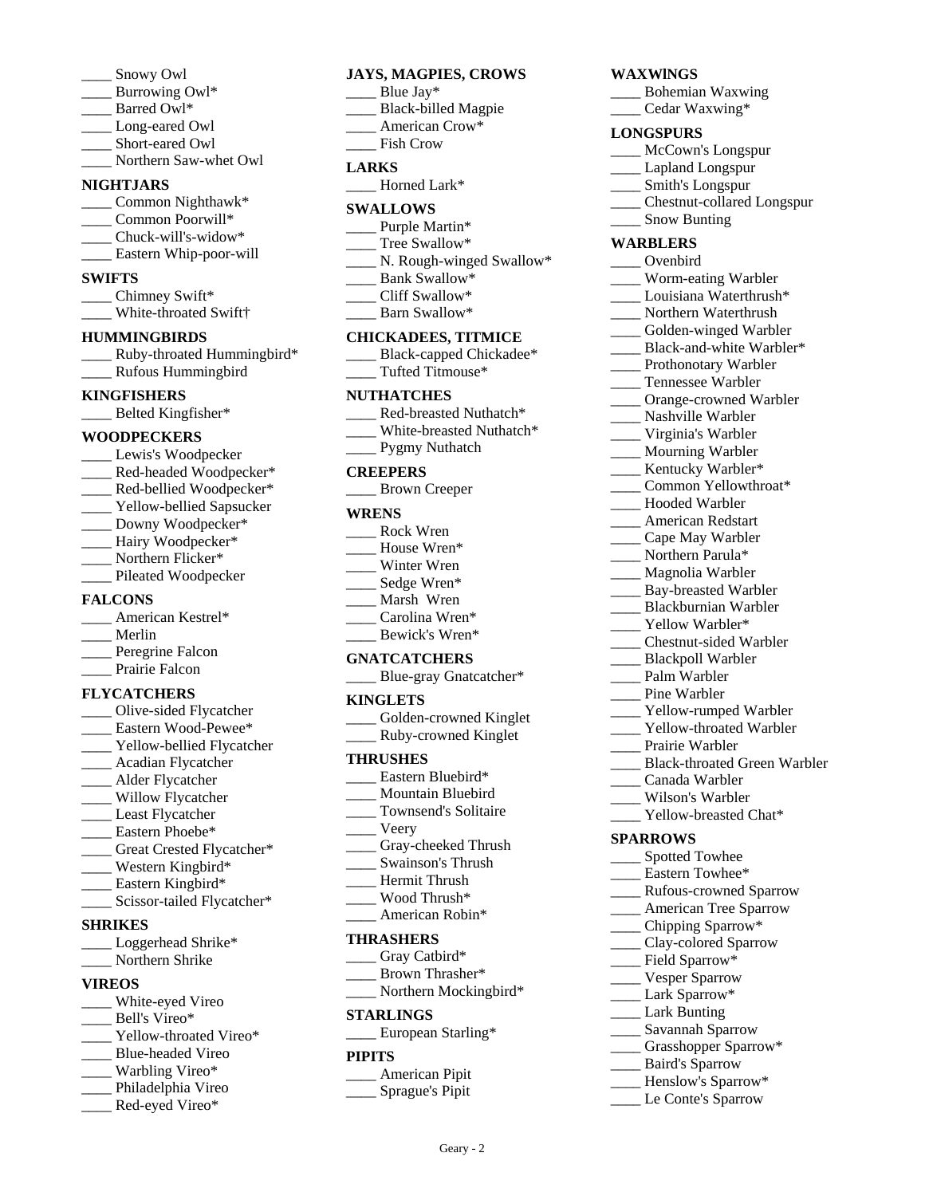____ Snowy Owl
____ Burrowing Owl*
____ Barred Owl*
____ Long-eared Owl
____ Short-eared Owl
____ Northern Saw-whet Owl

**NIGHTJARS**

____ Common Nighthawk*
____ Common Poorwill*
____ Chuck-will's-widow*
____ Eastern Whip-poor-will

**SWIFTS**

____ Chimney Swift*
____ White-throated Swift†

**HUMMINGBIRDS**

____ Ruby-throated Hummingbird*
____ Rufous Hummingbird

**KINGFISHERS**

____ Belted Kingfisher*

**WOODPECKERS**

____ Lewis's Woodpecker
____ Red-headed Woodpecker*
____ Red-bellied Woodpecker*
____ Yellow-bellied Sapsucker
____ Downy Woodpecker*
____ Hairy Woodpecker*
____ Northern Flicker*
____ Pileated Woodpecker

**FALCONS**

____ American Kestrel*
____ Merlin
____ Peregrine Falcon
____ Prairie Falcon

**FLYCATCHERS**

____ Olive-sided Flycatcher
____ Eastern Wood-Pewee*
____ Yellow-bellied Flycatcher
____ Acadian Flycatcher
____ Alder Flycatcher
____ Willow Flycatcher
____ Least Flycatcher
____ Eastern Phoebe*
____ Great Crested Flycatcher*
____ Western Kingbird*
____ Eastern Kingbird*
____ Scissor-tailed Flycatcher*

**SHRIKES**

____ Loggerhead Shrike*
____ Northern Shrike

**VIREOS**

____ White-eyed Vireo
____ Bell's Vireo*
____ Yellow-throated Vireo*
____ Blue-headed Vireo
____ Warbling Vireo*
____ Philadelphia Vireo
____ Red-eyed Vireo*

**JAYS, MAGPIES, CROWS**

____ Blue Jay*
____ Black-billed Magpie
____ American Crow*
____ Fish Crow

**LARKS**

____ Horned Lark*

**SWALLOWS**

____ Purple Martin*
____ Tree Swallow*
____ N. Rough-winged Swallow*
____ Bank Swallow*
____ Cliff Swallow*
____ Barn Swallow*

**CHICKADEES, TITMICE**

____ Black-capped Chickadee*
____ Tufted Titmouse*

**NUTHATCHES**

____ Red-breasted Nuthatch*
____ White-breasted Nuthatch*
____ Pygmy Nuthatch

**CREEPERS**

____ Brown Creeper

**WRENS**

____ Rock Wren
____ House Wren*
____ Winter Wren
____ Sedge Wren*
____ Marsh Wren
____ Carolina Wren*
____ Bewick's Wren*

**GNATCATCHERS**

____ Blue-gray Gnatcatcher*

**KINGLETS**

____ Golden-crowned Kinglet
____ Ruby-crowned Kinglet

**THRUSHES**

____ Eastern Bluebird*
____ Mountain Bluebird
____ Townsend's Solitaire
____ Veery
____ Gray-cheeked Thrush
____ Swainson's Thrush
____ Hermit Thrush
____ Wood Thrush*
____ American Robin*

**THRASHERS**

____ Gray Catbird*
____ Brown Thrasher*
____ Northern Mockingbird*

**STARLINGS**

____ European Starling*

**PIPITS**

____ American Pipit
____ Sprague's Pipit

**WAXWINGS**

____ Bohemian Waxwing
____ Cedar Waxwing*

**LONGSPURS**

____ McCown's Longspur
____ Lapland Longspur
____ Smith's Longspur
____ Chestnut-collared Longspur
____ Snow Bunting

**WARBLERS**

____ Ovenbird
____ Worm-eating Warbler
____ Louisiana Waterthrush*
____ Northern Waterthrush
____ Golden-winged Warbler
____ Black-and-white Warbler*
____ Prothonotary Warbler
____ Tennessee Warbler
____ Orange-crowned Warbler
____ Nashville Warbler
____ Virginia's Warbler
____ Mourning Warbler
____ Kentucky Warbler*
____ Common Yellowthroat*
____ Hooded Warbler
____ American Redstart
____ Cape May Warbler
____ Northern Parula*
____ Magnolia Warbler
____ Bay-breasted Warbler
____ Blackburnian Warbler
____ Yellow Warbler*
____ Chestnut-sided Warbler
____ Blackpoll Warbler
____ Palm Warbler
____ Pine Warbler
____ Yellow-rumped Warbler
____ Yellow-throated Warbler
____ Prairie Warbler
____ Black-throated Green Warbler
____ Canada Warbler
____ Wilson's Warbler
____ Yellow-breasted Chat*

**SPARROWS**

____ Spotted Towhee
____ Eastern Towhee*
____ Rufous-crowned Sparrow
____ American Tree Sparrow
____ Chipping Sparrow*
____ Clay-colored Sparrow
____ Field Sparrow*
____ Vesper Sparrow
____ Lark Sparrow*
____ Lark Bunting
____ Savannah Sparrow
____ Grasshopper Sparrow*
____ Baird's Sparrow
____ Henslow's Sparrow*
____ Le Conte's Sparrow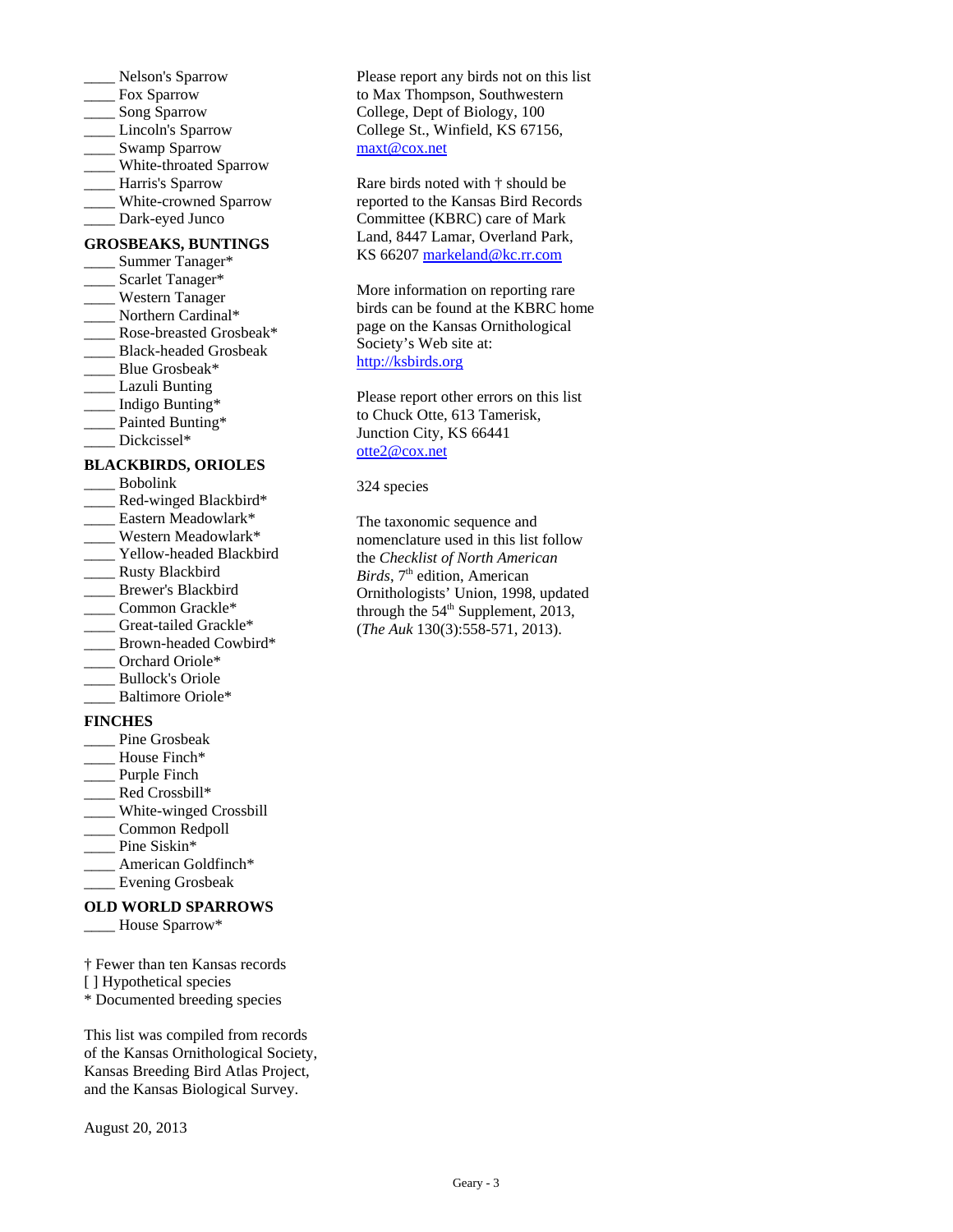____ Nelson's Sparrow
____ Fox Sparrow
____ Song Sparrow
____ Lincoln's Sparrow
____ Swamp Sparrow
____ White-throated Sparrow
____ Harris's Sparrow
____ White-crowned Sparrow
____ Dark-eyed Junco

**GROSBEAKS, BUNTINGS**

____ Summer Tanager*
____ Scarlet Tanager*
____ Western Tanager
____ Northern Cardinal*
____ Rose-breasted Grosbeak*
____ Black-headed Grosbeak
____ Blue Grosbeak*
____ Lazuli Bunting
____ Indigo Bunting*
____ Painted Bunting*
____ Dickcissel*

**BLACKBIRDS, ORIOLES**

____ Bobolink
____ Red-winged Blackbird*
____ Eastern Meadowlark*
____ Western Meadowlark*
____ Yellow-headed Blackbird
____ Rusty Blackbird
____ Brewer's Blackbird
____ Common Grackle*
____ Great-tailed Grackle*
____ Brown-headed Cowbird*
____ Orchard Oriole*
____ Bullock's Oriole
____ Baltimore Oriole*

**FINCHES**

____ Pine Grosbeak
____ House Finch*
____ Purple Finch
____ Red Crossbill*
____ White-winged Crossbill
____ Common Redpoll
____ Pine Siskin*
____ American Goldfinch*
____ Evening Grosbeak

**OLD WORLD SPARROWS**

____ House Sparrow*

† Fewer than ten Kansas records
[ ] Hypothetical species
* Documented breeding species

This list was compiled from records of the Kansas Ornithological Society, Kansas Breeding Bird Atlas Project, and the Kansas Biological Survey.

August 20, 2013

Please report any birds not on this list to Max Thompson, Southwestern College, Dept of Biology, 100 College St., Winfield, KS 67156, maxt@cox.net

Rare birds noted with † should be reported to the Kansas Bird Records Committee (KBRC) care of Mark Land, 8447 Lamar, Overland Park, KS 66207 markeland@kc.rr.com

More information on reporting rare birds can be found at the KBRC home page on the Kansas Ornithological Society's Web site at: http://ksbirds.org

Please report other errors on this list to Chuck Otte, 613 Tamerisk, Junction City, KS 66441 otte2@cox.net

324 species

The taxonomic sequence and nomenclature used in this list follow the *Checklist of North American Birds*, 7th edition, American Ornithologists' Union, 1998, updated through the 54th Supplement, 2013, (*The Auk* 130(3):558-571, 2013).